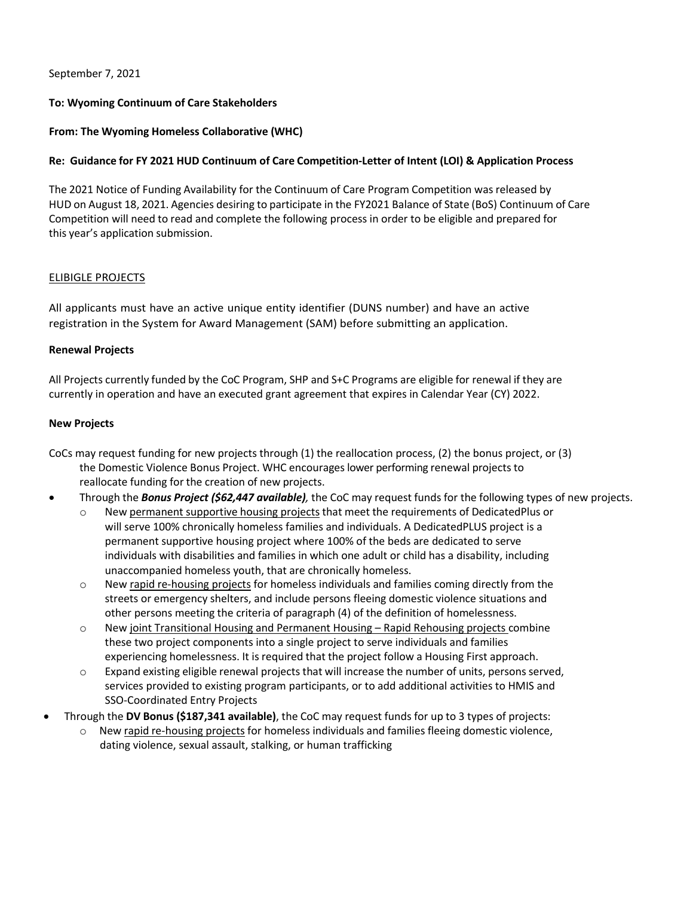September 7, 2021

**To: Wyoming Continuum of Care Stakeholders**

**From: The Wyoming Homeless Collaborative (WHC)**

**Re: Guidance for FY 2021 HUD Continuum of Care Competition-Letter of Intent (LOI) & Application Process**

The 2021 Notice of Funding Availability for the Continuum of Care Program Competition was released by HUD on August 18, 2021. Agencies desiring to participate in the FY2021 Balance of State (BoS) Continuum of Care Competition will need to read and complete the following process in order to be eligible and prepared for this year's application submission.

<u>ELIBIGLE PROJECTS</u>

All applicants must have an active unique entity identifier (DUNS number) and have an active registration in the System for Award Management (SAM) before submitting an application.

**Renewal Projects**

All Projects currently funded by the CoC Program, SHP and S+C Programs are eligible for renewal if they are currently in operation and have an executed grant agreement that expires in Calendar Year (CY) 2022.

**New Projects**

CoCs may request funding for new projects through (1) the reallocation process, (2) the bonus project, or (3) the Domestic Violence Bonus Project. WHC encourages lower performing renewal projects to reallocate funding for the creation of new projects.

- Through the ***Bonus Project ($62,447 available)***, the CoC may request funds for the following types of new projects.
  - New <u>permanent supportive housing projects</u> that meet the requirements of DedicatedPlus or will serve 100% chronically homeless families and individuals. A DedicatedPLUS project is a permanent supportive housing project where 100% of the beds are dedicated to serve individuals with disabilities and families in which one adult or child has a disability, including unaccompanied homeless youth, that are chronically homeless.
  - New <u>rapid re-housing projects</u> for homeless individuals and families coming directly from the streets or emergency shelters, and include persons fleeing domestic violence situations and other persons meeting the criteria of paragraph (4) of the definition of homelessness.
  - New <u>joint Transitional Housing and Permanent Housing – Rapid Rehousing projects</u> combine these two project components into a single project to serve individuals and families experiencing homelessness. It is required that the project follow a Housing First approach.
  - Expand existing eligible renewal projects that will increase the number of units, persons served, services provided to existing program participants, or to add additional activities to HMIS and SSO-Coordinated Entry Projects
- Through the **DV Bonus ($187,341 available)**, the CoC may request funds for up to 3 types of projects:
  - New <u>rapid re-housing projects</u> for homeless individuals and families fleeing domestic violence, dating violence, sexual assault, stalking, or human trafficking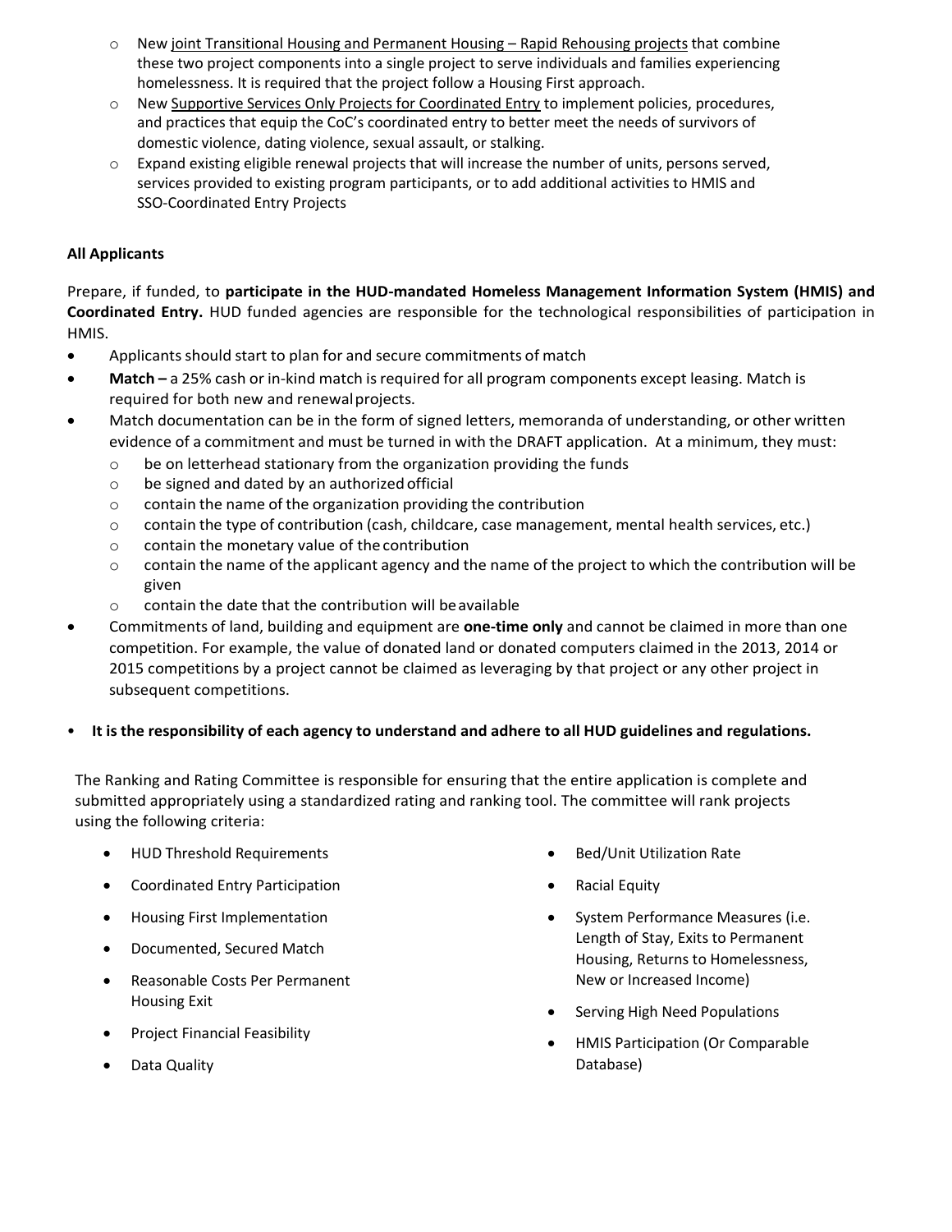- New joint Transitional Housing and Permanent Housing – Rapid Rehousing projects that combine these two project components into a single project to serve individuals and families experiencing homelessness. It is required that the project follow a Housing First approach.
- New Supportive Services Only Projects for Coordinated Entry to implement policies, procedures, and practices that equip the CoC's coordinated entry to better meet the needs of survivors of domestic violence, dating violence, sexual assault, or stalking.
- Expand existing eligible renewal projects that will increase the number of units, persons served, services provided to existing program participants, or to add additional activities to HMIS and SSO-Coordinated Entry Projects

**All Applicants**

Prepare, if funded, to **participate in the HUD-mandated Homeless Management Information System (HMIS) and Coordinated Entry.** HUD funded agencies are responsible for the technological responsibilities of participation in HMIS.

- Applicants should start to plan for and secure commitments of match
- **Match –** a 25% cash or in-kind match is required for all program components except leasing. Match is required for both new and renewal projects.
- Match documentation can be in the form of signed letters, memoranda of understanding, or other written evidence of a commitment and must be turned in with the DRAFT application. At a minimum, they must:
  - be on letterhead stationary from the organization providing the funds
  - be signed and dated by an authorized official
  - contain the name of the organization providing the contribution
  - contain the type of contribution (cash, childcare, case management, mental health services, etc.)
  - contain the monetary value of the contribution
  - contain the name of the applicant agency and the name of the project to which the contribution will be given
  - contain the date that the contribution will be available
- Commitments of land, building and equipment are **one-time only** and cannot be claimed in more than one competition. For example, the value of donated land or donated computers claimed in the 2013, 2014 or 2015 competitions by a project cannot be claimed as leveraging by that project or any other project in subsequent competitions.

- **It is the responsibility of each agency to understand and adhere to all HUD guidelines and regulations.**

The Ranking and Rating Committee is responsible for ensuring that the entire application is complete and submitted appropriately using a standardized rating and ranking tool. The committee will rank projects using the following criteria:

- HUD Threshold Requirements
- Coordinated Entry Participation
- Housing First Implementation
- Documented, Secured Match
- Reasonable Costs Per Permanent Housing Exit
- Project Financial Feasibility
- Data Quality
- Bed/Unit Utilization Rate
- Racial Equity
- System Performance Measures (i.e. Length of Stay, Exits to Permanent Housing, Returns to Homelessness, New or Increased Income)
- Serving High Need Populations
- HMIS Participation (Or Comparable Database)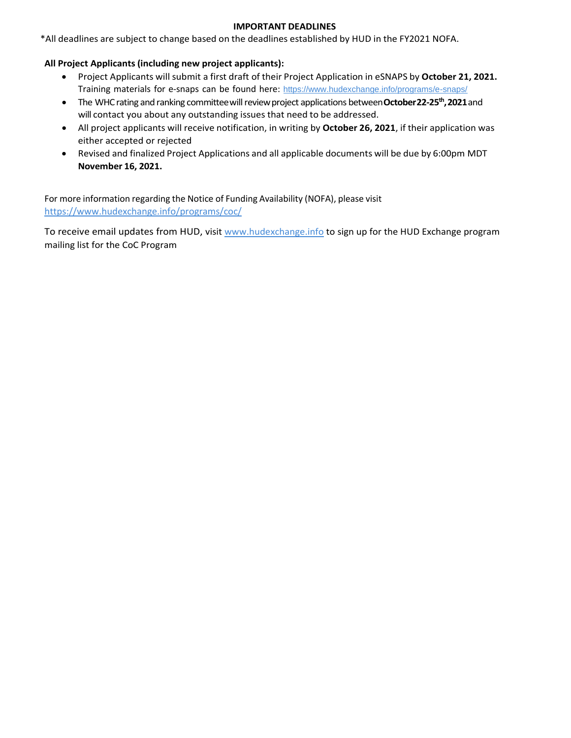**IMPORTANT DEADLINES**

*All deadlines are subject to change based on the deadlines established by HUD in the FY2021 NOFA.

**All Project Applicants (including new project applicants):**

- Project Applicants will submit a first draft of their Project Application in eSNAPS by **October 21, 2021.** Training materials for e-snaps can be found here: https://www.hudexchange.info/programs/e-snaps/
- The WHC rating and ranking committee will review project applications between **October 22-25th, 2021** and will contact you about any outstanding issues that need to be addressed.
- All project applicants will receive notification, in writing by **October 26, 2021**, if their application was either accepted or rejected
- Revised and finalized Project Applications and all applicable documents will be due by 6:00pm MDT **November 16, 2021.**

For more information regarding the Notice of Funding Availability (NOFA), please visit https://www.hudexchange.info/programs/coc/

To receive email updates from HUD, visit www.hudexchange.info to sign up for the HUD Exchange program mailing list for the CoC Program